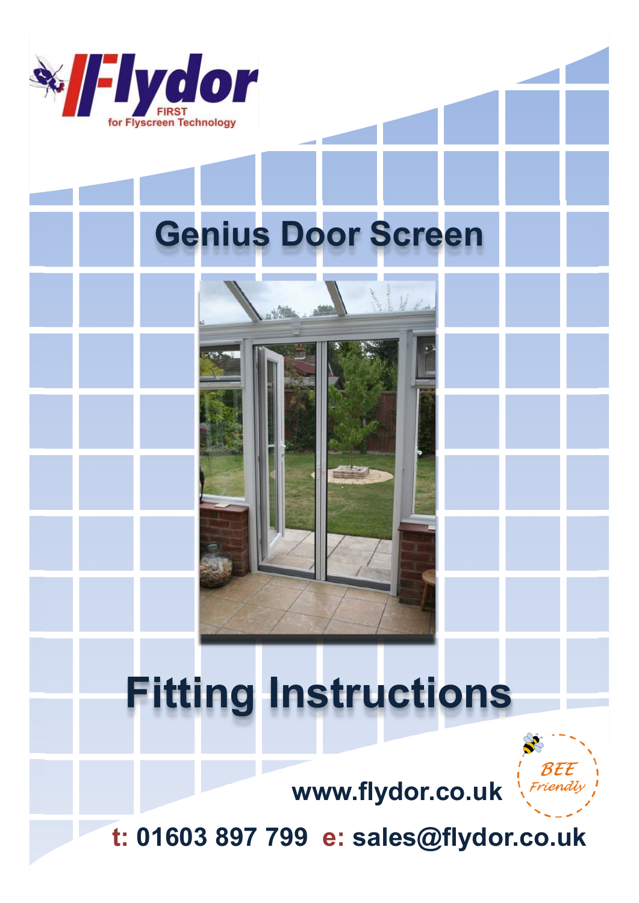Flydor

FIRST for Flyscreen Technology

# Genius Door Screen

# Fitting Instructions

www.flydor.co.uk

BEE Friendly

**t:** 01603 897 799 **e:** sales@flydor.co.uk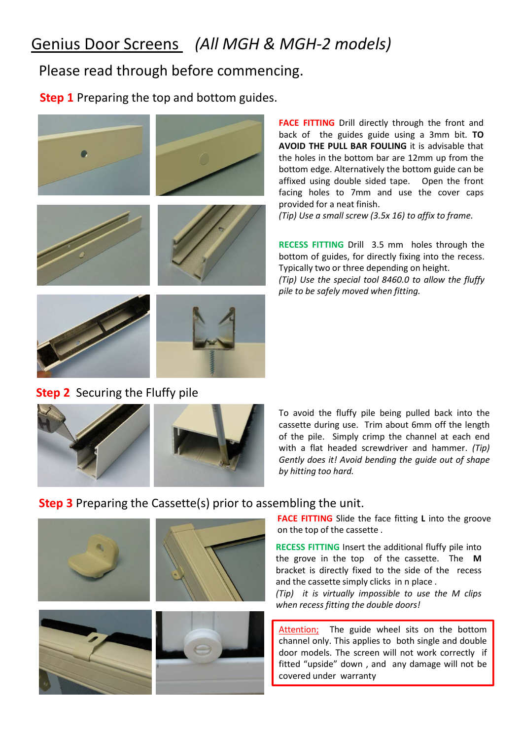# Genius Door Screens *(All MGH & MGH-2 models)*

Please read through before commencing.

## Step 1 Preparing the top and bottom guides.

**FACE FITTING** Drill directly through the front and back of the guides guide using a 3mm bit. **TO AVOID THE PULL BAR FOULING** it is advisable that the holes in the bottom bar are 12mm up from the bottom edge. Alternatively the bottom guide can be affixed using double sided tape. Open the front facing holes to 7mm and use the cover caps provided for a neat finish.

*(Tip) Use a small screw (3.5x 16) to affix to frame.*

**RECESS FITTING** Drill 3.5 mm holes through the bottom of guides, for directly fixing into the recess. Typically two or three depending on height.

*(Tip) Use the special tool 8460.0 to allow the fluffy pile to be safely moved when fitting.*

## Step 2 Securing the Fluffy pile

To avoid the fluffy pile being pulled back into the cassette during use. Trim about 6mm off the length of the pile. Simply crimp the channel at each end with a flat headed screwdriver and hammer. *(Tip) Gently does it! Avoid bending the guide out of shape by hitting too hard.*

## Step 3 Preparing the Cassette(s) prior to assembling the unit.

**FACE FITTING** Slide the face fitting **L** into the groove on the top of the cassette .

**RECESS FITTING** Insert the additional fluffy pile into the grove in the top of the cassette. The **M** bracket is directly fixed to the side of the recess and the cassette simply clicks in n place .

*(Tip) it is virtually impossible to use the M clips when recess fitting the double doors!*

Attention; The guide wheel sits on the bottom channel only. This applies to both single and double door models. The screen will not work correctly if fitted "upside" down , and any damage will not be covered under warranty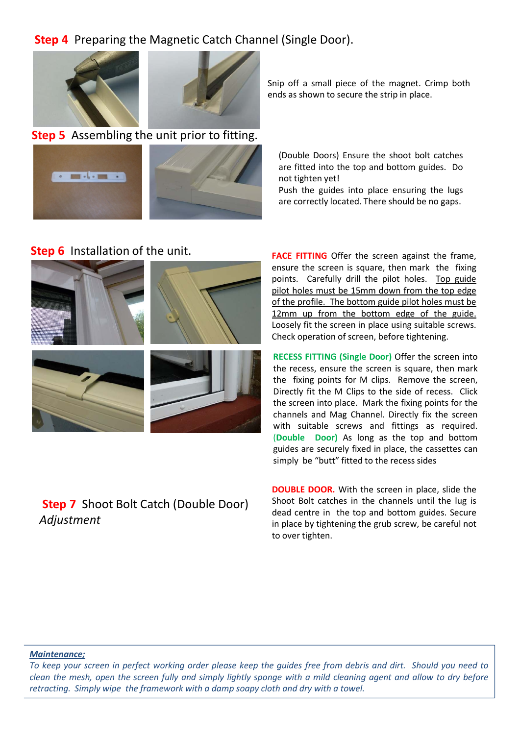## Step 4 Preparing the Magnetic Catch Channel (Single Door).

Snip off a small piece of the magnet. Crimp both ends as shown to secure the strip in place.

## Step 5 Assembling the unit prior to fitting.

(Double Doors) Ensure the shoot bolt catches are fitted into the top and bottom guides. Do not tighten yet!
Push the guides into place ensuring the lugs are correctly located. There should be no gaps.

## Step 6 Installation of the unit.

**FACE FITTING** Offer the screen against the frame, ensure the screen is square, then mark the fixing points. Carefully drill the pilot holes. Top guide pilot holes must be 15mm down from the top edge of the profile. The bottom guide pilot holes must be 12mm up from the bottom edge of the guide. Loosely fit the screen in place using suitable screws. Check operation of screen, before tightening.

**RECESS FITTING (Single Door)** Offer the screen into the recess, ensure the screen is square, then mark the fixing points for M clips. Remove the screen, Directly fit the M Clips to the side of recess. Click the screen into place. Mark the fixing points for the channels and Mag Channel. Directly fix the screen with suitable screws and fittings as required. **(Double Door)** As long as the top and bottom guides are securely fixed in place, the cassettes can simply be "butt" fitted to the recess sides

## Step 7 Shoot Bolt Catch (Double Door) *Adjustment*

**DOUBLE DOOR.** With the screen in place, slide the Shoot Bolt catches in the channels until the lug is dead centre in the top and bottom guides. Secure in place by tightening the grub screw, be careful not to over tighten.

***Maintenance;***

*To keep your screen in perfect working order please keep the guides free from debris and dirt. Should you need to clean the mesh, open the screen fully and simply lightly sponge with a mild cleaning agent and allow to dry before retracting. Simply wipe the framework with a damp soapy cloth and dry with a towel.*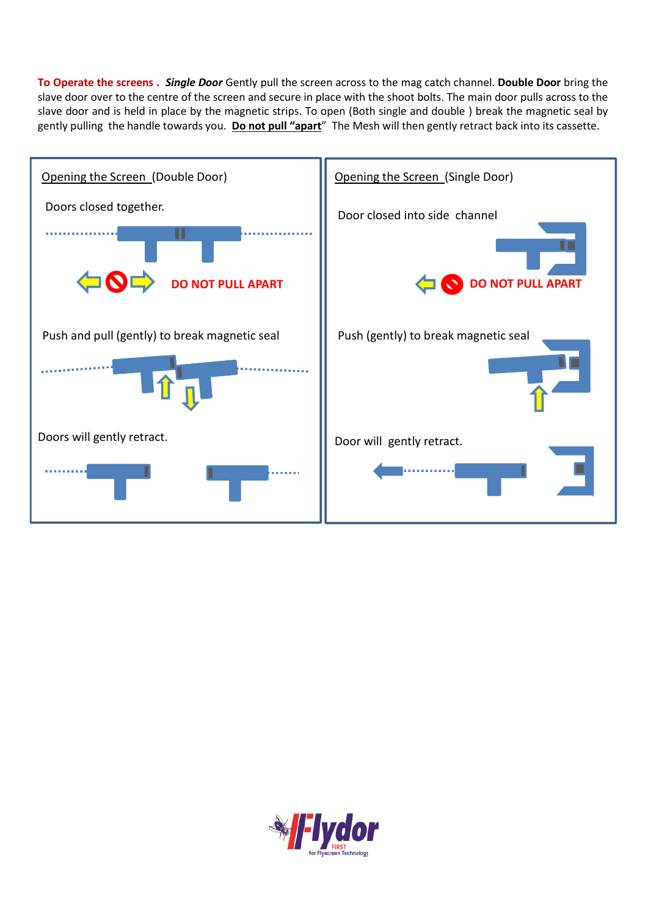**To Operate the screens .** ***Single Door*** Gently pull the screen across to the mag catch channel. **Double Door** bring the slave door over to the centre of the screen and secure in place with the shoot bolts. The main door pulls across to the slave door and is held in place by the magnetic strips. To open (Both single and double ) break the magnetic seal by gently pulling the handle towards you. **Do not pull "apart**" The Mesh will then gently retract back into its cassette.

Opening the Screen (Double Door)

Doors closed together.

DO NOT PULL APART

Push and pull (gently) to break magnetic seal

Doors will gently retract.

Opening the Screen (Single Door)

Door closed into side channel

DO NOT PULL APART

Push (gently) to break magnetic seal

Door will gently retract.

Flydor FIRST for Flyscreen Technology